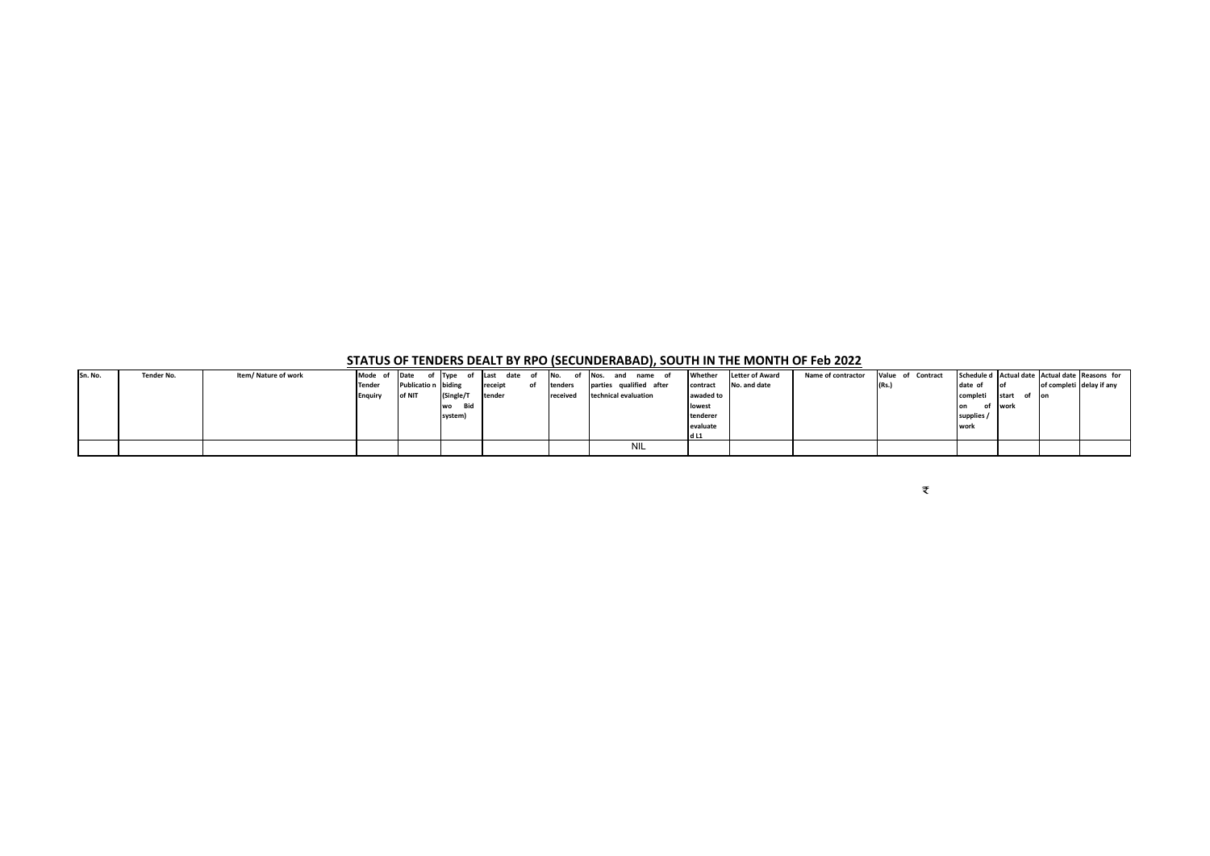## STATUS OF TENDERS DEALT BY RPO (SECUNDERABAD), SOUTH IN THE MONTH OF Feb 2022

| Sn. No. | Tender No. | Item/ Nature of work | Mode of Tender Enquiry | Date of Publication of NIT | Type of biding (Single/Two Bid system) | Last date of receipt of tender | No. of tenders received | Nos. and name of parties qualified after technical evaluation | Whether contract awaded to lowest tenderer evaluated L1 | Letter of Award No. and date | Name of contractor | Value of Contract (Rs.) | Scheduled date of completion of supplies / work | Actual date of start of work | Actual date of completion | Reasons for delay if any |
|---|---|---|---|---|---|---|---|---|---|---|---|---|---|---|---|---|
| | | | | | | | | NIL | | | | | | | | |

₹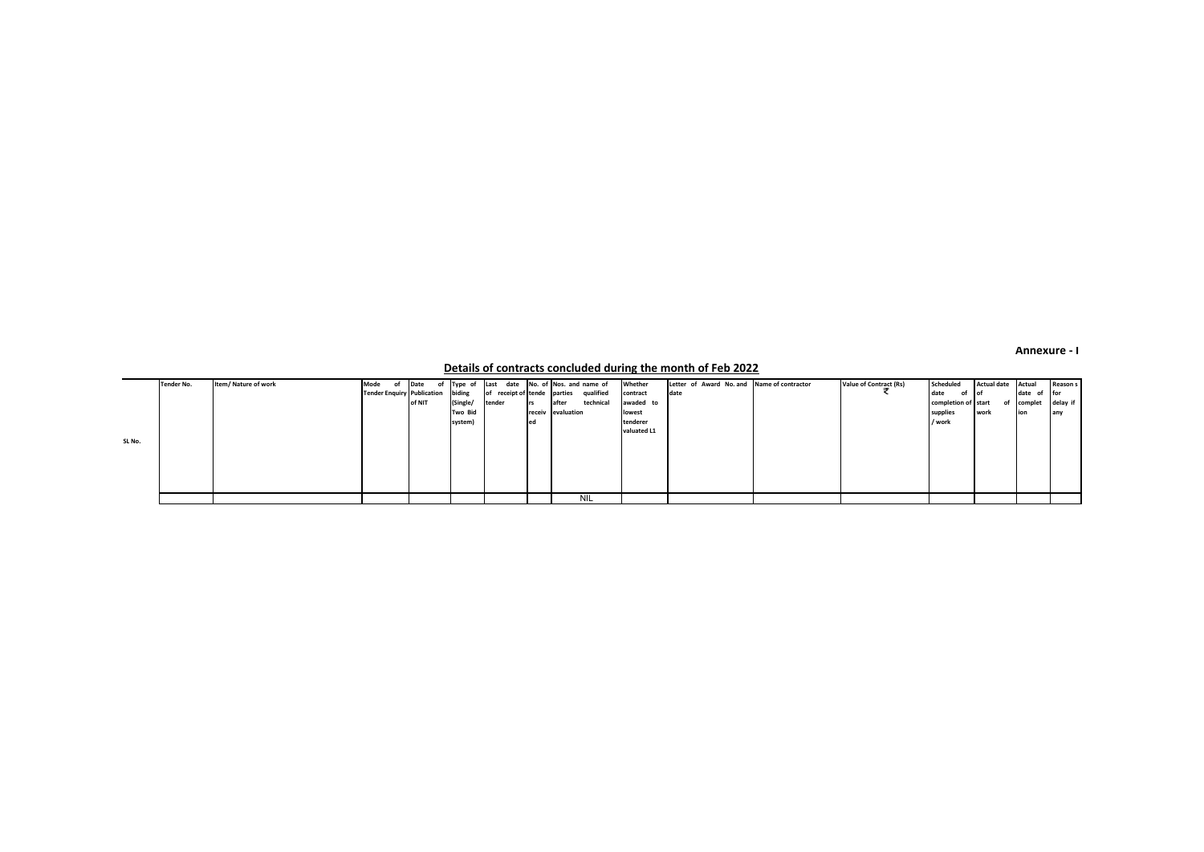Annexure - I

## Details of contracts concluded during the month of Feb 2022

| SL No. | Tender No. | Item/ Nature of work | Mode of Tender Enquiry | Date of Publication of NIT | Type of biding (Single/ Two Bid system) | Last date of receipt of tender | No. of tenders received | Nos. and name of parties qualified after technical evaluation | Whether contract awaded to lowest tenderer valuated L1 | Letter of Award No. and date | Name of contractor | Value of Contract (Rs) ₹ | Scheduled date of completion of supplies / work | Actual date of start of work | Actual date of completion | Reasons for delay if any |
|---|---|---|---|---|---|---|---|---|---|---|---|---|---|---|---|---|
| | | | | | | | | NIL | | | | | | | | |